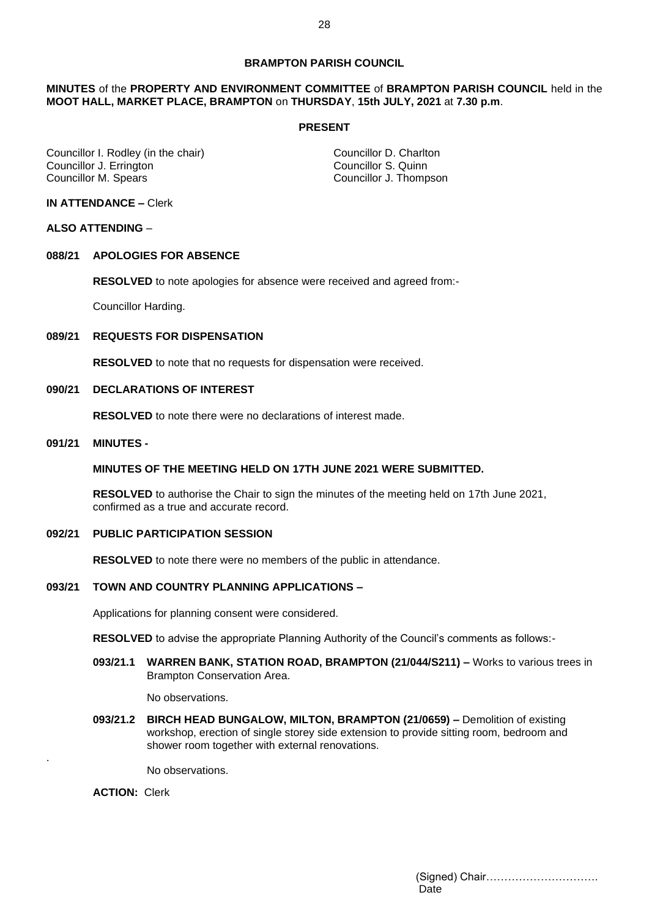**BRAMPTON PARISH COUNCIL**

**MINUTES** of the **PROPERTY AND ENVIRONMENT COMMITTEE** of **BRAMPTON PARISH COUNCIL** held in the **MOOT HALL, MARKET PLACE, BRAMPTON** on **THURSDAY**, **15th JULY, 2021** at **7.30 p.m**.

**PRESENT**

Councillor I. Rodley (in the chair)
Councillor J. Errington
Councillor M. Spears
Councillor D. Charlton
Councillor S. Quinn
Councillor J. Thompson

**IN ATTENDANCE –** Clerk

**ALSO ATTENDING** –

**088/21 APOLOGIES FOR ABSENCE**

**RESOLVED** to note apologies for absence were received and agreed from:-

Councillor Harding.

**089/21 REQUESTS FOR DISPENSATION**

**RESOLVED** to note that no requests for dispensation were received.

**090/21 DECLARATIONS OF INTEREST**

**RESOLVED** to note there were no declarations of interest made.

**091/21 MINUTES -**

**MINUTES OF THE MEETING HELD ON 17TH JUNE 2021 WERE SUBMITTED.**

**RESOLVED** to authorise the Chair to sign the minutes of the meeting held on 17th June 2021, confirmed as a true and accurate record.

**092/21 PUBLIC PARTICIPATION SESSION**

**RESOLVED** to note there were no members of the public in attendance.

**093/21 TOWN AND COUNTRY PLANNING APPLICATIONS –**

Applications for planning consent were considered.

**RESOLVED** to advise the appropriate Planning Authority of the Council's comments as follows:-

**093/21.1 WARREN BANK, STATION ROAD, BRAMPTON (21/044/S211) –** Works to various trees in Brampton Conservation Area.

No observations.

**093/21.2 BIRCH HEAD BUNGALOW, MILTON, BRAMPTON (21/0659) –** Demolition of existing workshop, erection of single storey side extension to provide sitting room, bedroom and shower room together with external renovations.

No observations.

**ACTION:** Clerk

(Signed) Chair…………………………
Date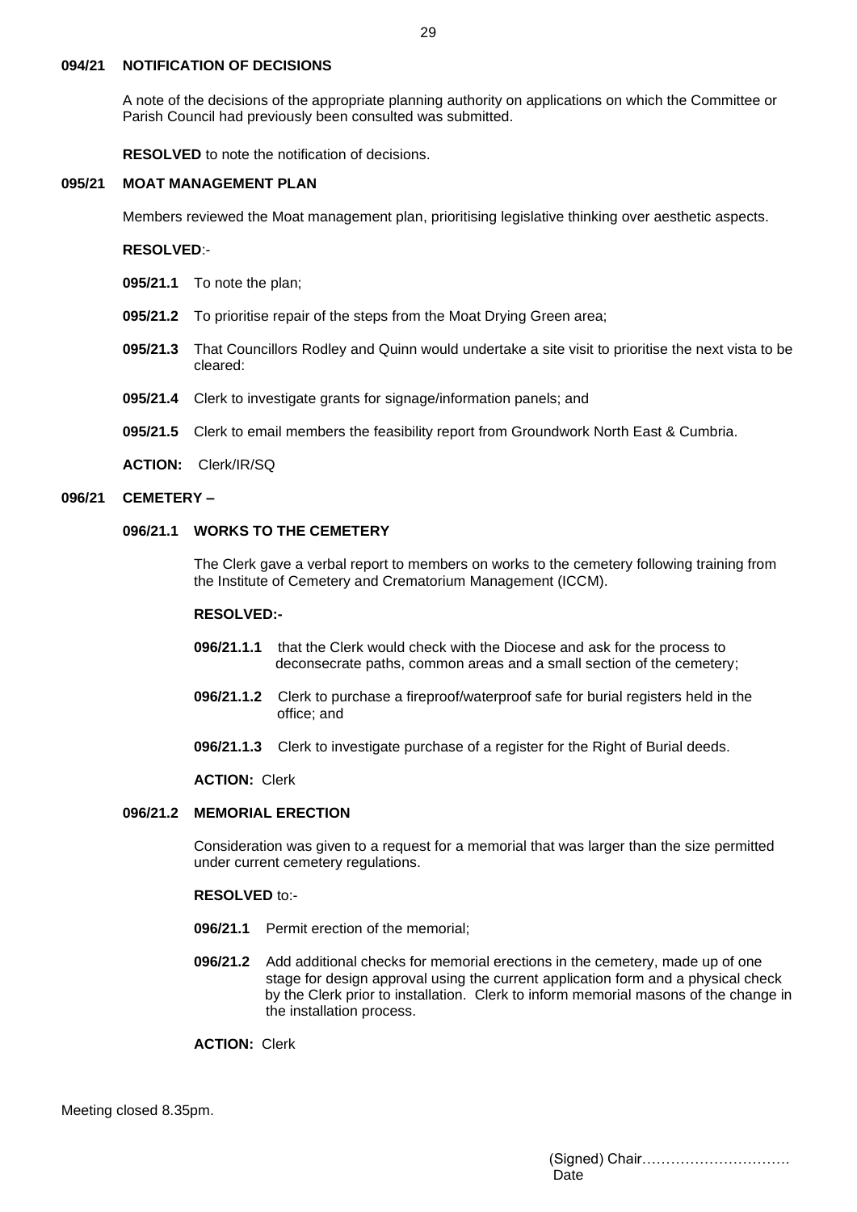**094/21 NOTIFICATION OF DECISIONS**

A note of the decisions of the appropriate planning authority on applications on which the Committee or Parish Council had previously been consulted was submitted.

**RESOLVED** to note the notification of decisions.

**095/21 MOAT MANAGEMENT PLAN**

Members reviewed the Moat management plan, prioritising legislative thinking over aesthetic aspects.

**RESOLVED**:-

**095/21.1** To note the plan;

**095/21.2** To prioritise repair of the steps from the Moat Drying Green area;

**095/21.3** That Councillors Rodley and Quinn would undertake a site visit to prioritise the next vista to be cleared:

**095/21.4** Clerk to investigate grants for signage/information panels; and

**095/21.5** Clerk to email members the feasibility report from Groundwork North East & Cumbria.

**ACTION:** Clerk/IR/SQ

**096/21 CEMETERY –**

**096/21.1 WORKS TO THE CEMETERY**

The Clerk gave a verbal report to members on works to the cemetery following training from the Institute of Cemetery and Crematorium Management (ICCM).

**RESOLVED:-**

**096/21.1.1** that the Clerk would check with the Diocese and ask for the process to deconsecrate paths, common areas and a small section of the cemetery;

**096/21.1.2** Clerk to purchase a fireproof/waterproof safe for burial registers held in the office; and

**096/21.1.3** Clerk to investigate purchase of a register for the Right of Burial deeds.

**ACTION:** Clerk

**096/21.2 MEMORIAL ERECTION**

Consideration was given to a request for a memorial that was larger than the size permitted under current cemetery regulations.

**RESOLVED** to:-

**096/21.1** Permit erection of the memorial;

**096/21.2** Add additional checks for memorial erections in the cemetery, made up of one stage for design approval using the current application form and a physical check by the Clerk prior to installation. Clerk to inform memorial masons of the change in the installation process.

**ACTION:** Clerk

Meeting closed 8.35pm.

(Signed) Chair…………………………
Date